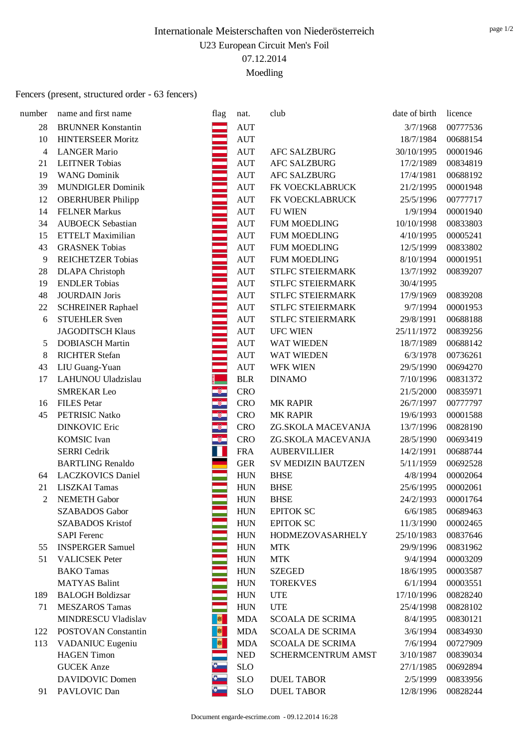# Internationale Meisterschaften von Niederösterreich

U23 European Circuit Men's Foil

07.12.2014

Moedling

Fencers (present, structured order - 63 fencers)

| number | name and first name | flag | nat. | club | date of birth | licence |
|---|---|---|---|---|---|---|
| 28 | BRUNNER Konstantin | | AUT | | 3/7/1968 | 00777536 |
| 10 | HINTERSEER Moritz | | AUT | | 18/7/1984 | 00688154 |
| 4 | LANGER Mario | | AUT | AFC SALZBURG | 30/10/1995 | 00001946 |
| 21 | LEITNER Tobias | | AUT | AFC SALZBURG | 17/2/1989 | 00834819 |
| 19 | WANG Dominik | | AUT | AFC SALZBURG | 17/4/1981 | 00688192 |
| 39 | MUNDIGLER Dominik | | AUT | FK VOECKLABRUCK | 21/2/1995 | 00001948 |
| 12 | OBERHUBER Philipp | | AUT | FK VOECKLABRUCK | 25/5/1996 | 00777717 |
| 14 | FELNER Markus | | AUT | FU WIEN | 1/9/1994 | 00001940 |
| 34 | AUBOECK Sebastian | | AUT | FUM MOEDLING | 10/10/1998 | 00833803 |
| 15 | ETTELT Maximilian | | AUT | FUM MOEDLING | 4/10/1995 | 00005241 |
| 43 | GRASNEK Tobias | | AUT | FUM MOEDLING | 12/5/1999 | 00833802 |
| 9 | REICHETZER Tobias | | AUT | FUM MOEDLING | 8/10/1994 | 00001951 |
| 28 | DLAPA Christoph | | AUT | STLFC STEIERMARK | 13/7/1992 | 00839207 |
| 19 | ENDLER Tobias | | AUT | STLFC STEIERMARK | 30/4/1995 | |
| 48 | JOURDAIN Joris | | AUT | STLFC STEIERMARK | 17/9/1969 | 00839208 |
| 22 | SCHREINER Raphael | | AUT | STLFC STEIERMARK | 9/7/1994 | 00001953 |
| 6 | STUEHLER Sven | | AUT | STLFC STEIERMARK | 29/8/1991 | 00688188 |
| | JAGODITSCH Klaus | | AUT | UFC WIEN | 25/11/1972 | 00839256 |
| 5 | DOBIASCH Martin | | AUT | WAT WIEDEN | 18/7/1989 | 00688142 |
| 8 | RICHTER Stefan | | AUT | WAT WIEDEN | 6/3/1978 | 00736261 |
| 43 | LIU Guang-Yuan | | AUT | WFK WIEN | 29/5/1990 | 00694270 |
| 17 | LAHUNOU Uladzislau | | BLR | DINAMO | 7/10/1996 | 00831372 |
| | SMREKAR Leo | | CRO | | 21/5/2000 | 00835971 |
| 16 | FILES Petar | | CRO | MK RAPIR | 26/7/1997 | 00777797 |
| 45 | PETRISIC Natko | | CRO | MK RAPIR | 19/6/1993 | 00001588 |
| | DINKOVIC Eric | | CRO | ZG.SKOLA MACEVANJA | 13/7/1996 | 00828190 |
| | KOMSIC Ivan | | CRO | ZG.SKOLA MACEVANJA | 28/5/1990 | 00693419 |
| | SERRI Cedrik | | FRA | AUBERVILLIER | 14/2/1991 | 00688744 |
| | BARTLING Renaldo | | GER | SV MEDIZIN BAUTZEN | 5/11/1959 | 00692528 |
| 64 | LACZKOVICS Daniel | | HUN | BHSE | 4/8/1994 | 00002064 |
| 21 | LISZKAI Tamas | | HUN | BHSE | 25/6/1995 | 00002061 |
| 2 | NEMETH Gabor | | HUN | BHSE | 24/2/1993 | 00001764 |
| | SZABADOS Gabor | | HUN | EPITOK SC | 6/6/1985 | 00689463 |
| | SZABADOS Kristof | | HUN | EPITOK SC | 11/3/1990 | 00002465 |
| | SAPI Ferenc | | HUN | HODMEZOVASARHELY | 25/10/1983 | 00837646 |
| 55 | INSPERGER Samuel | | HUN | MTK | 29/9/1996 | 00831962 |
| 51 | VALICSEK Peter | | HUN | MTK | 9/4/1994 | 00003209 |
| | BAKO Tamas | | HUN | SZEGED | 18/6/1995 | 00003587 |
| | MATYAS Balint | | HUN | TOREKVES | 6/1/1994 | 00003551 |
| 189 | BALOGH Boldizsar | | HUN | UTE | 17/10/1996 | 00828240 |
| 71 | MESZAROS Tamas | | HUN | UTE | 25/4/1998 | 00828102 |
| | MINDRESCU Vladislav | | MDA | SCOALA DE SCRIMA | 8/4/1995 | 00830121 |
| 122 | POSTOVAN Constantin | | MDA | SCOALA DE SCRIMA | 3/6/1994 | 00834930 |
| 113 | VADANIUC Eugeniu | | MDA | SCOALA DE SCRIMA | 7/6/1994 | 00727909 |
| | HAGEN Timon | | NED | SCHERMCENTRUM AMST | 3/10/1987 | 00839034 |
| | GUCEK Anze | | SLO | | 27/1/1985 | 00692894 |
| | DAVIDOVIC Domen | | SLO | DUEL TABOR | 2/5/1999 | 00833956 |
| 91 | PAVLOVIC Dan | | SLO | DUEL TABOR | 12/8/1996 | 00828244 |

Document engarde-escrime.com - 09.12.2014 16:28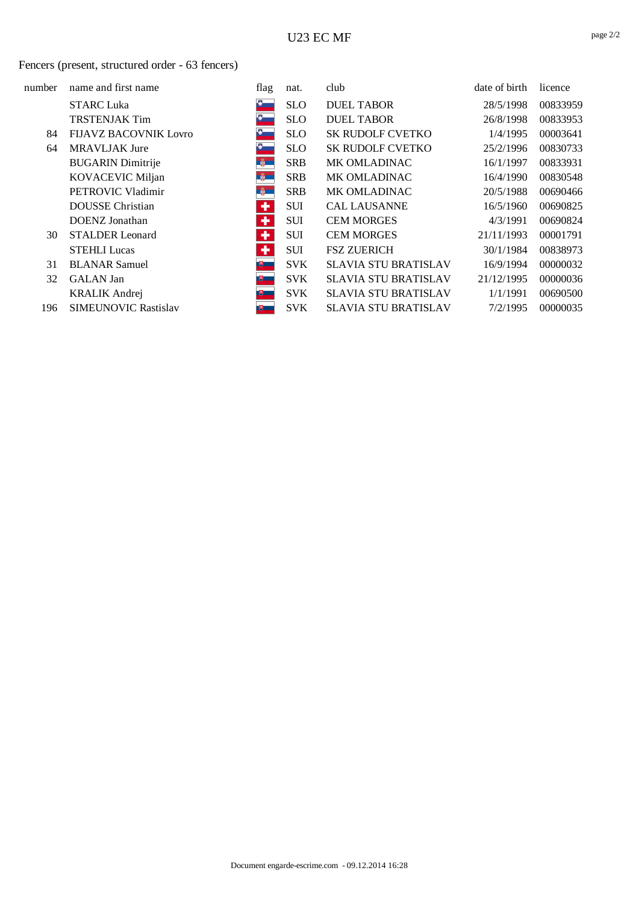# U23 EC MF

Fencers (present, structured order - 63 fencers)

| number | name and first name | flag | nat. | club | date of birth | licence |
|---|---|---|---|---|---|---|
| | STARC Luka | | SLO | DUEL TABOR | 28/5/1998 | 00833959 |
| | TRSTENJAK Tim | | SLO | DUEL TABOR | 26/8/1998 | 00833953 |
| 84 | FIJAVZ BACOVNIK Lovro | | SLO | SK RUDOLF CVETKO | 1/4/1995 | 00003641 |
| 64 | MRAVLJAK Jure | | SLO | SK RUDOLF CVETKO | 25/2/1996 | 00830733 |
| | BUGARIN Dimitrije | | SRB | MK OMLADINAC | 16/1/1997 | 00833931 |
| | KOVACEVIC Miljan | | SRB | MK OMLADINAC | 16/4/1990 | 00830548 |
| | PETROVIC Vladimir | | SRB | MK OMLADINAC | 20/5/1988 | 00690466 |
| | DOUSSE Christian | | SUI | CAL LAUSANNE | 16/5/1960 | 00690825 |
| | DOENZ Jonathan | | SUI | CEM MORGES | 4/3/1991 | 00690824 |
| 30 | STALDER Leonard | | SUI | CEM MORGES | 21/11/1993 | 00001791 |
| | STEHLI Lucas | | SUI | FSZ ZUERICH | 30/1/1984 | 00838973 |
| 31 | BLANAR Samuel | | SVK | SLAVIA STU BRATISLAV | 16/9/1994 | 00000032 |
| 32 | GALAN Jan | | SVK | SLAVIA STU BRATISLAV | 21/12/1995 | 00000036 |
| | KRALIK Andrej | | SVK | SLAVIA STU BRATISLAV | 1/1/1991 | 00690500 |
| 196 | SIMEUNOVIC Rastislav | | SVK | SLAVIA STU BRATISLAV | 7/2/1995 | 00000035 |

Document engarde-escrime.com - 09.12.2014 16:28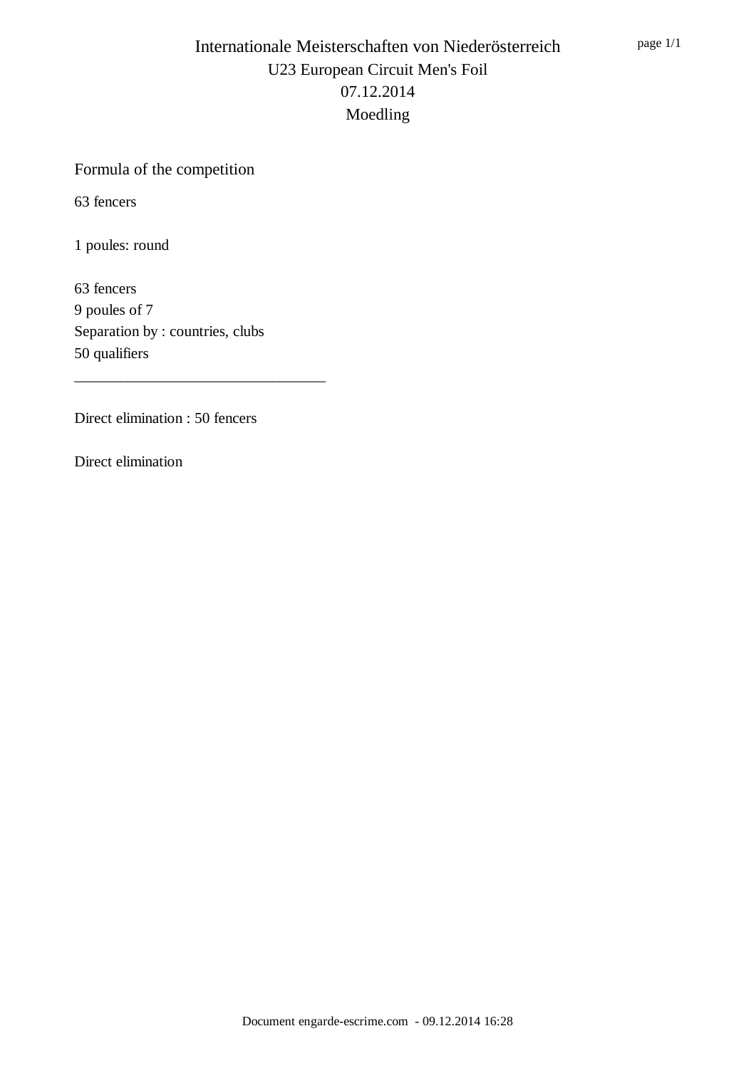# Internationale Meisterschaften von Niederösterreich

U23 European Circuit Men's Foil

07.12.2014

Moedling

## Formula of the competition

63 fencers

1 poules: round

63 fencers
9 poules of 7
Separation by : countries, clubs
50 qualifiers

---

Direct elimination : 50 fencers

Direct elimination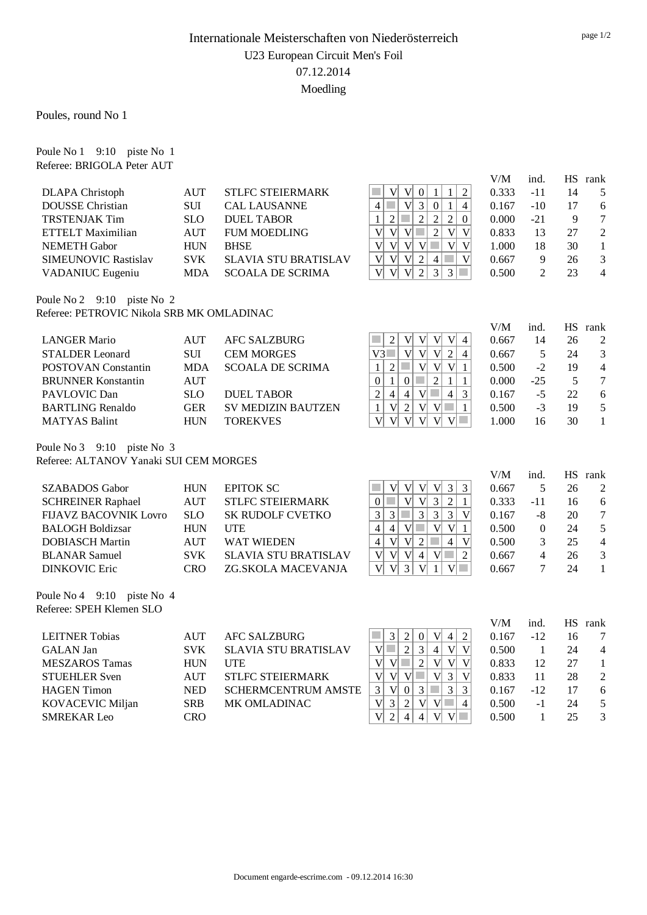# Internationale Meisterschaften von Niederösterreich

U23 European Circuit Men's Foil

07.12.2014

Moedling

Poules, round No 1

Poule No 1 9:10 piste No 1

Referee: BRIGOLA Peter AUT

| Name | Nat. | Club | 1 | 2 | 3 | 4 | 5 | 6 | 7 | V/M | ind. | HS | rank |
|---|---|---|---|---|---|---|---|---|---|---|---|---|---|
| DLAPA Christoph | AUT | STLFC STEIERMARK | | V | V | 0 | 1 | 1 | 2 | 0.333 | -11 | 14 | 5 |
| DOUSSE Christian | SUI | CAL LAUSANNE | 4 | | V | 3 | 0 | 1 | 4 | 0.167 | -10 | 17 | 6 |
| TRSTENJAK Tim | SLO | DUEL TABOR | 1 | 2 | | 2 | 2 | 2 | 0 | 0.000 | -21 | 9 | 7 |
| ETTELT Maximilian | AUT | FUM MOEDLING | V | V | V | | 2 | V | V | 0.833 | 13 | 27 | 2 |
| NEMETH Gabor | HUN | BHSE | V | V | V | V | | V | V | 1.000 | 18 | 30 | 1 |
| SIMEUNOVIC Rastislav | SVK | SLAVIA STU BRATISLAV | V | V | V | 2 | 4 | | V | 0.667 | 9 | 26 | 3 |
| VADANIUC Eugeniu | MDA | SCOALA DE SCRIMA | V | V | V | 2 | 3 | 3 | | 0.500 | 2 | 23 | 4 |

Poule No 2 9:10 piste No 2

Referee: PETROVIC Nikola SRB MK OMLADINAC

| Name | Nat. | Club | 1 | 2 | 3 | 4 | 5 | 6 | 7 | V/M | ind. | HS | rank |
|---|---|---|---|---|---|---|---|---|---|---|---|---|---|
| LANGER Mario | AUT | AFC SALZBURG | | 2 | V | V | V | V | 4 | 0.667 | 14 | 26 | 2 |
| STALDER Leonard | SUI | CEM MORGES | V3 | | V | V | V | 2 | 4 | 0.667 | 5 | 24 | 3 |
| POSTOVAN Constantin | MDA | SCOALA DE SCRIMA | 1 | 2 | | V | V | V | 1 | 0.500 | -2 | 19 | 4 |
| BRUNNER Konstantin | AUT | | 0 | 1 | 0 | | 2 | 1 | 1 | 0.000 | -25 | 5 | 7 |
| PAVLOVIC Dan | SLO | DUEL TABOR | 2 | 4 | 4 | V | | 4 | 3 | 0.167 | -5 | 22 | 6 |
| BARTLING Renaldo | GER | SV MEDIZIN BAUTZEN | 1 | V | 2 | V | V | | 1 | 0.500 | -3 | 19 | 5 |
| MATYAS Balint | HUN | TOREKVES | V | V | V | V | V | V | | 1.000 | 16 | 30 | 1 |

Poule No 3 9:10 piste No 3

Referee: ALTANOV Yanaki SUI CEM MORGES

| Name | Nat. | Club | 1 | 2 | 3 | 4 | 5 | 6 | 7 | V/M | ind. | HS | rank |
|---|---|---|---|---|---|---|---|---|---|---|---|---|---|
| SZABADOS Gabor | HUN | EPITOK SC | | V | V | V | V | 3 | 3 | 0.667 | 5 | 26 | 2 |
| SCHREINER Raphael | AUT | STLFC STEIERMARK | 0 | | V | V | 3 | 2 | 1 | 0.333 | -11 | 16 | 6 |
| FIJAVZ BACOVNIK Lovro | SLO | SK RUDOLF CVETKO | 3 | 3 | | 3 | 3 | 3 | V | 0.167 | -8 | 20 | 7 |
| BALOGH Boldizsar | HUN | UTE | 4 | 4 | V | | V | V | 1 | 0.500 | 0 | 24 | 5 |
| DOBIASCH Martin | AUT | WAT WIEDEN | 4 | V | V | 2 | | 4 | V | 0.500 | 3 | 25 | 4 |
| BLANAR Samuel | SVK | SLAVIA STU BRATISLAV | V | V | V | 4 | V | | 2 | 0.667 | 4 | 26 | 3 |
| DINKOVIC Eric | CRO | ZG.SKOLA MACEVANJA | V | V | 3 | V | 1 | V | | 0.667 | 7 | 24 | 1 |

Poule No 4 9:10 piste No 4

Referee: SPEH Klemen SLO

| Name | Nat. | Club | 1 | 2 | 3 | 4 | 5 | 6 | 7 | V/M | ind. | HS | rank |
|---|---|---|---|---|---|---|---|---|---|---|---|---|---|
| LEITNER Tobias | AUT | AFC SALZBURG | | 3 | 2 | 0 | V | 4 | 2 | 0.167 | -12 | 16 | 7 |
| GALAN Jan | SVK | SLAVIA STU BRATISLAV | V | | 2 | 3 | 4 | V | V | 0.500 | 1 | 24 | 4 |
| MESZAROS Tamas | HUN | UTE | V | V | | 2 | V | V | V | 0.833 | 12 | 27 | 1 |
| STUEHLER Sven | AUT | STLFC STEIERMARK | V | V | V | | V | 3 | V | 0.833 | 11 | 28 | 2 |
| HAGEN Timon | NED | SCHERMCENTRUM AMSTE | 3 | V | 0 | 3 | | 3 | 3 | 0.167 | -12 | 17 | 6 |
| KOVACEVIC Miljan | SRB | MK OMLADINAC | V | 3 | 2 | V | V | | 4 | 0.500 | -1 | 24 | 5 |
| SMREKAR Leo | CRO | | V | 2 | 4 | 4 | V | V | | 0.500 | 1 | 25 | 3 |

Document engarde-escrime.com - 09.12.2014 16:30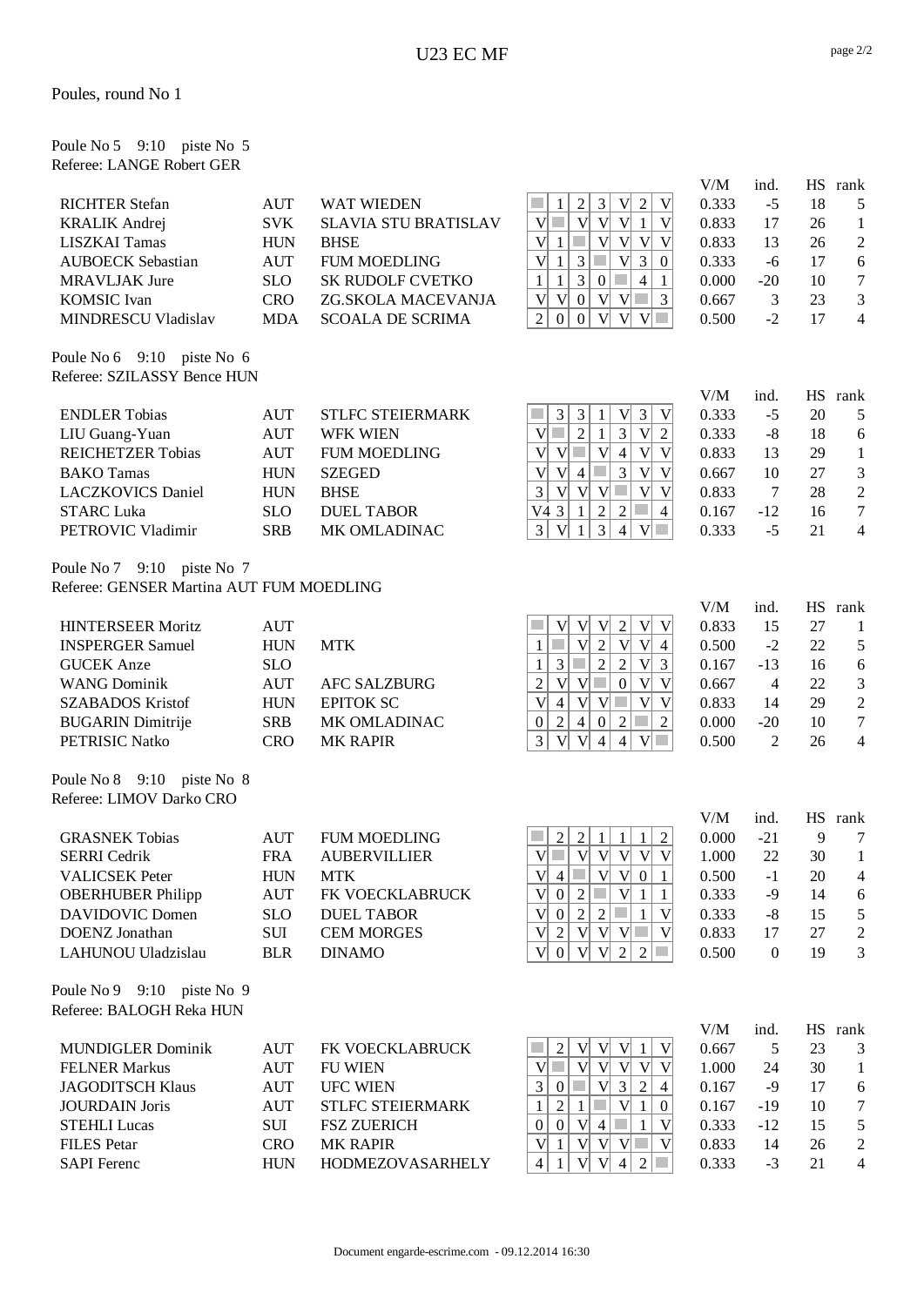# U23 EC MF

Poules, round No 1

Poule No 5 9:10 piste No 5
Referee: LANGE Robert GER

| Name | Nat | Club | 1 | 2 | 3 | 4 | 5 | 6 | 7 | V/M | ind. | HS | rank |
|---|---|---|---|---|---|---|---|---|---|---|---|---|---|
| RICHTER Stefan | AUT | WAT WIEDEN | | 1 | 2 | 3 | V | 2 | V | 0.333 | -5 | 18 | 5 |
| KRALIK Andrej | SVK | SLAVIA STU BRATISLAV | V | | V | V | V | 1 | V | 0.833 | 17 | 26 | 1 |
| LISZKAI Tamas | HUN | BHSE | V | 1 | | V | V | V | V | 0.833 | 13 | 26 | 2 |
| AUBOECK Sebastian | AUT | FUM MOEDLING | V | 1 | 3 | | V | 3 | 0 | 0.333 | -6 | 17 | 6 |
| MRAVLJAK Jure | SLO | SK RUDOLF CVETKO | 1 | 1 | 3 | 0 | | 4 | 1 | 0.000 | -20 | 10 | 7 |
| KOMSIC Ivan | CRO | ZG.SKOLA MACEVANJA | V | V | 0 | V | V | | 3 | 0.667 | 3 | 23 | 3 |
| MINDRESCU Vladislav | MDA | SCOALA DE SCRIMA | 2 | 0 | 0 | V | V | V | | 0.500 | -2 | 17 | 4 |

Poule No 6 9:10 piste No 6
Referee: SZILASSY Bence HUN

| Name | Nat | Club | 1 | 2 | 3 | 4 | 5 | 6 | 7 | V/M | ind. | HS | rank |
|---|---|---|---|---|---|---|---|---|---|---|---|---|---|
| ENDLER Tobias | AUT | STLFC STEIERMARK | | 3 | 3 | 1 | V | 3 | V | 0.333 | -5 | 20 | 5 |
| LIU Guang-Yuan | AUT | WFK WIEN | V | | 2 | 1 | 3 | V | 2 | 0.333 | -8 | 18 | 6 |
| REICHETZER Tobias | AUT | FUM MOEDLING | V | V | | V | 4 | V | V | 0.833 | 13 | 29 | 1 |
| BAKO Tamas | HUN | SZEGED | V | V | 4 | | 3 | V | V | 0.667 | 10 | 27 | 3 |
| LACZKOVICS Daniel | HUN | BHSE | 3 | V | V | V | | V | V | 0.833 | 7 | 28 | 2 |
| STARC Luka | SLO | DUEL TABOR | V4 | 3 | 1 | 2 | 2 | | 4 | 0.167 | -12 | 16 | 7 |
| PETROVIC Vladimir | SRB | MK OMLADINAC | 3 | V | 1 | 3 | 4 | V | | 0.333 | -5 | 21 | 4 |

Poule No 7 9:10 piste No 7
Referee: GENSER Martina AUT FUM MOEDLING

| Name | Nat | Club | 1 | 2 | 3 | 4 | 5 | 6 | 7 | V/M | ind. | HS | rank |
|---|---|---|---|---|---|---|---|---|---|---|---|---|---|
| HINTERSEER Moritz | AUT | | | V | V | V | 2 | V | V | 0.833 | 15 | 27 | 1 |
| INSPERGER Samuel | HUN | MTK | 1 | | V | 2 | V | V | 4 | 0.500 | -2 | 22 | 5 |
| GUCEK Anze | SLO | | 1 | 3 | | 2 | 2 | V | 3 | 0.167 | -13 | 16 | 6 |
| WANG Dominik | AUT | AFC SALZBURG | 2 | V | V | | 0 | V | V | 0.667 | 4 | 22 | 3 |
| SZABADOS Kristof | HUN | EPITOK SC | V | 4 | V | V | | V | V | 0.833 | 14 | 29 | 2 |
| BUGARIN Dimitrije | SRB | MK OMLADINAC | 0 | 2 | 4 | 0 | 2 | | 2 | 0.000 | -20 | 10 | 7 |
| PETRISIC Natko | CRO | MK RAPIR | 3 | V | V | 4 | 4 | V | | 0.500 | 2 | 26 | 4 |

Poule No 8 9:10 piste No 8
Referee: LIMOV Darko CRO

| Name | Nat | Club | 1 | 2 | 3 | 4 | 5 | 6 | 7 | V/M | ind. | HS | rank |
|---|---|---|---|---|---|---|---|---|---|---|---|---|---|
| GRASNEK Tobias | AUT | FUM MOEDLING | | 2 | 2 | 1 | 1 | 1 | 2 | 0.000 | -21 | 9 | 7 |
| SERRI Cedrik | FRA | AUBERVILLIER | V | | V | V | V | V | V | 1.000 | 22 | 30 | 1 |
| VALICSEK Peter | HUN | MTK | V | 4 | | V | V | 0 | 1 | 0.500 | -1 | 20 | 4 |
| OBERHUBER Philipp | AUT | FK VOECKLABRUCK | V | 0 | 2 | | V | 1 | 1 | 0.333 | -9 | 14 | 6 |
| DAVIDOVIC Domen | SLO | DUEL TABOR | V | 0 | 2 | 2 | | 1 | V | 0.333 | -8 | 15 | 5 |
| DOENZ Jonathan | SUI | CEM MORGES | V | 2 | V | V | V | | V | 0.833 | 17 | 27 | 2 |
| LAHUNOU Uladzislau | BLR | DINAMO | V | 0 | V | V | 2 | 2 | | 0.500 | 0 | 19 | 3 |

Poule No 9 9:10 piste No 9
Referee: BALOGH Reka HUN

| Name | Nat | Club | 1 | 2 | 3 | 4 | 5 | 6 | 7 | V/M | ind. | HS | rank |
|---|---|---|---|---|---|---|---|---|---|---|---|---|---|
| MUNDIGLER Dominik | AUT | FK VOECKLABRUCK | | 2 | V | V | V | 1 | V | 0.667 | 5 | 23 | 3 |
| FELNER Markus | AUT | FU WIEN | V | | V | V | V | V | V | 1.000 | 24 | 30 | 1 |
| JAGODITSCH Klaus | AUT | UFC WIEN | 3 | 0 | | V | 3 | 2 | 4 | 0.167 | -9 | 17 | 6 |
| JOURDAIN Joris | AUT | STLFC STEIERMARK | 1 | 2 | 1 | | V | 1 | 0 | 0.167 | -19 | 10 | 7 |
| STEHLI Lucas | SUI | FSZ ZUERICH | 0 | 0 | V | 4 | | 1 | V | 0.333 | -12 | 15 | 5 |
| FILES Petar | CRO | MK RAPIR | V | 1 | V | V | V | | V | 0.833 | 14 | 26 | 2 |
| SAPI Ferenc | HUN | HODMEZOVASARHELY | 4 | 1 | V | V | 4 | 2 | | 0.333 | -3 | 21 | 4 |

Document engarde-escrime.com - 09.12.2014 16:30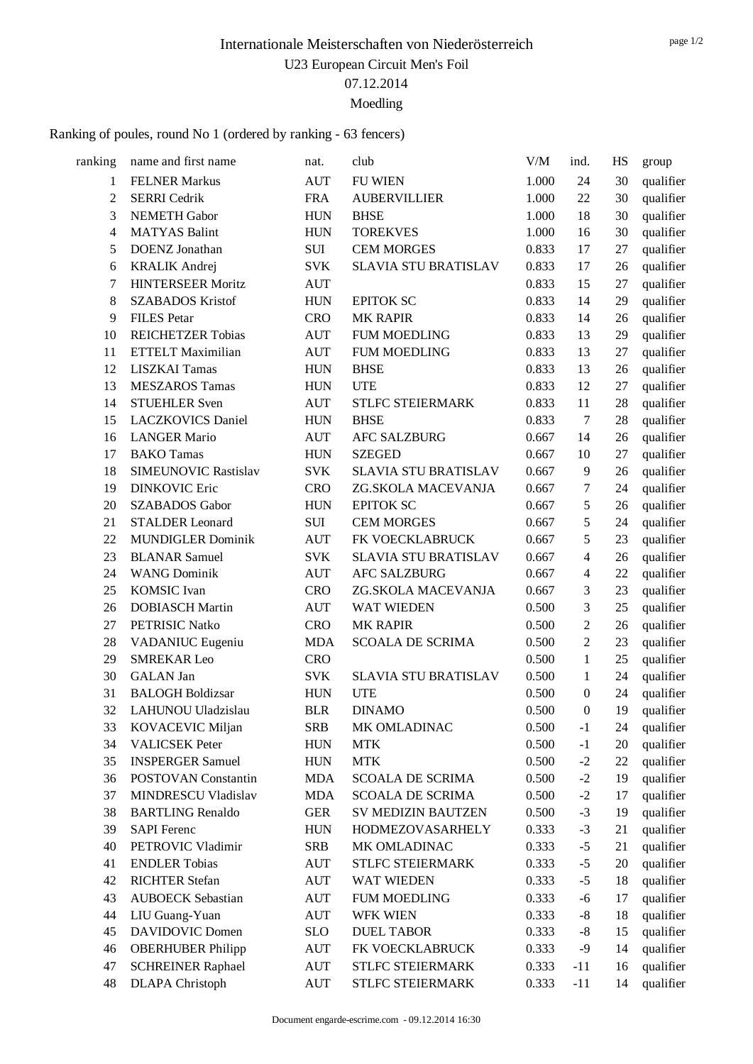# Internationale Meisterschaften von Niederösterreich

U23 European Circuit Men's Foil

07.12.2014

Moedling

Ranking of poules, round No 1 (ordered by ranking - 63 fencers)

| ranking | name and first name | nat. | club | V/M | ind. | HS | group |
|---|---|---|---|---|---|---|---|
| 1 | FELNER Markus | AUT | FU WIEN | 1.000 | 24 | 30 | qualifier |
| 2 | SERRI Cedrik | FRA | AUBERVILLIER | 1.000 | 22 | 30 | qualifier |
| 3 | NEMETH Gabor | HUN | BHSE | 1.000 | 18 | 30 | qualifier |
| 4 | MATYAS Balint | HUN | TOREKVES | 1.000 | 16 | 30 | qualifier |
| 5 | DOENZ Jonathan | SUI | CEM MORGES | 0.833 | 17 | 27 | qualifier |
| 6 | KRALIK Andrej | SVK | SLAVIA STU BRATISLAV | 0.833 | 17 | 26 | qualifier |
| 7 | HINTERSEER Moritz | AUT | | 0.833 | 15 | 27 | qualifier |
| 8 | SZABADOS Kristof | HUN | EPITOK SC | 0.833 | 14 | 29 | qualifier |
| 9 | FILES Petar | CRO | MK RAPIR | 0.833 | 14 | 26 | qualifier |
| 10 | REICHETZER Tobias | AUT | FUM MOEDLING | 0.833 | 13 | 29 | qualifier |
| 11 | ETTELT Maximilian | AUT | FUM MOEDLING | 0.833 | 13 | 27 | qualifier |
| 12 | LISZKAI Tamas | HUN | BHSE | 0.833 | 13 | 26 | qualifier |
| 13 | MESZAROS Tamas | HUN | UTE | 0.833 | 12 | 27 | qualifier |
| 14 | STUEHLER Sven | AUT | STLFC STEIERMARK | 0.833 | 11 | 28 | qualifier |
| 15 | LACZKOVICS Daniel | HUN | BHSE | 0.833 | 7 | 28 | qualifier |
| 16 | LANGER Mario | AUT | AFC SALZBURG | 0.667 | 14 | 26 | qualifier |
| 17 | BAKO Tamas | HUN | SZEGED | 0.667 | 10 | 27 | qualifier |
| 18 | SIMEUNOVIC Rastislav | SVK | SLAVIA STU BRATISLAV | 0.667 | 9 | 26 | qualifier |
| 19 | DINKOVIC Eric | CRO | ZG.SKOLA MACEVANJA | 0.667 | 7 | 24 | qualifier |
| 20 | SZABADOS Gabor | HUN | EPITOK SC | 0.667 | 5 | 26 | qualifier |
| 21 | STALDER Leonard | SUI | CEM MORGES | 0.667 | 5 | 24 | qualifier |
| 22 | MUNDIGLER Dominik | AUT | FK VOECKLABRUCK | 0.667 | 5 | 23 | qualifier |
| 23 | BLANAR Samuel | SVK | SLAVIA STU BRATISLAV | 0.667 | 4 | 26 | qualifier |
| 24 | WANG Dominik | AUT | AFC SALZBURG | 0.667 | 4 | 22 | qualifier |
| 25 | KOMSIC Ivan | CRO | ZG.SKOLA MACEVANJA | 0.667 | 3 | 23 | qualifier |
| 26 | DOBIASCH Martin | AUT | WAT WIEDEN | 0.500 | 3 | 25 | qualifier |
| 27 | PETRISIC Natko | CRO | MK RAPIR | 0.500 | 2 | 26 | qualifier |
| 28 | VADANIUC Eugeniu | MDA | SCOALA DE SCRIMA | 0.500 | 2 | 23 | qualifier |
| 29 | SMREKAR Leo | CRO | | 0.500 | 1 | 25 | qualifier |
| 30 | GALAN Jan | SVK | SLAVIA STU BRATISLAV | 0.500 | 1 | 24 | qualifier |
| 31 | BALOGH Boldizsar | HUN | UTE | 0.500 | 0 | 24 | qualifier |
| 32 | LAHUNOU Uladzislau | BLR | DINAMO | 0.500 | 0 | 19 | qualifier |
| 33 | KOVACEVIC Miljan | SRB | MK OMLADINAC | 0.500 | -1 | 24 | qualifier |
| 34 | VALICSEK Peter | HUN | MTK | 0.500 | -1 | 20 | qualifier |
| 35 | INSPERGER Samuel | HUN | MTK | 0.500 | -2 | 22 | qualifier |
| 36 | POSTOVAN Constantin | MDA | SCOALA DE SCRIMA | 0.500 | -2 | 19 | qualifier |
| 37 | MINDRESCU Vladislav | MDA | SCOALA DE SCRIMA | 0.500 | -2 | 17 | qualifier |
| 38 | BARTLING Renaldo | GER | SV MEDIZIN BAUTZEN | 0.500 | -3 | 19 | qualifier |
| 39 | SAPI Ferenc | HUN | HODMEZOVASARHELY | 0.333 | -3 | 21 | qualifier |
| 40 | PETROVIC Vladimir | SRB | MK OMLADINAC | 0.333 | -5 | 21 | qualifier |
| 41 | ENDLER Tobias | AUT | STLFC STEIERMARK | 0.333 | -5 | 20 | qualifier |
| 42 | RICHTER Stefan | AUT | WAT WIEDEN | 0.333 | -5 | 18 | qualifier |
| 43 | AUBOECK Sebastian | AUT | FUM MOEDLING | 0.333 | -6 | 17 | qualifier |
| 44 | LIU Guang-Yuan | AUT | WFK WIEN | 0.333 | -8 | 18 | qualifier |
| 45 | DAVIDOVIC Domen | SLO | DUEL TABOR | 0.333 | -8 | 15 | qualifier |
| 46 | OBERHUBER Philipp | AUT | FK VOECKLABRUCK | 0.333 | -9 | 14 | qualifier |
| 47 | SCHREINER Raphael | AUT | STLFC STEIERMARK | 0.333 | -11 | 16 | qualifier |
| 48 | DLAPA Christoph | AUT | STLFC STEIERMARK | 0.333 | -11 | 14 | qualifier |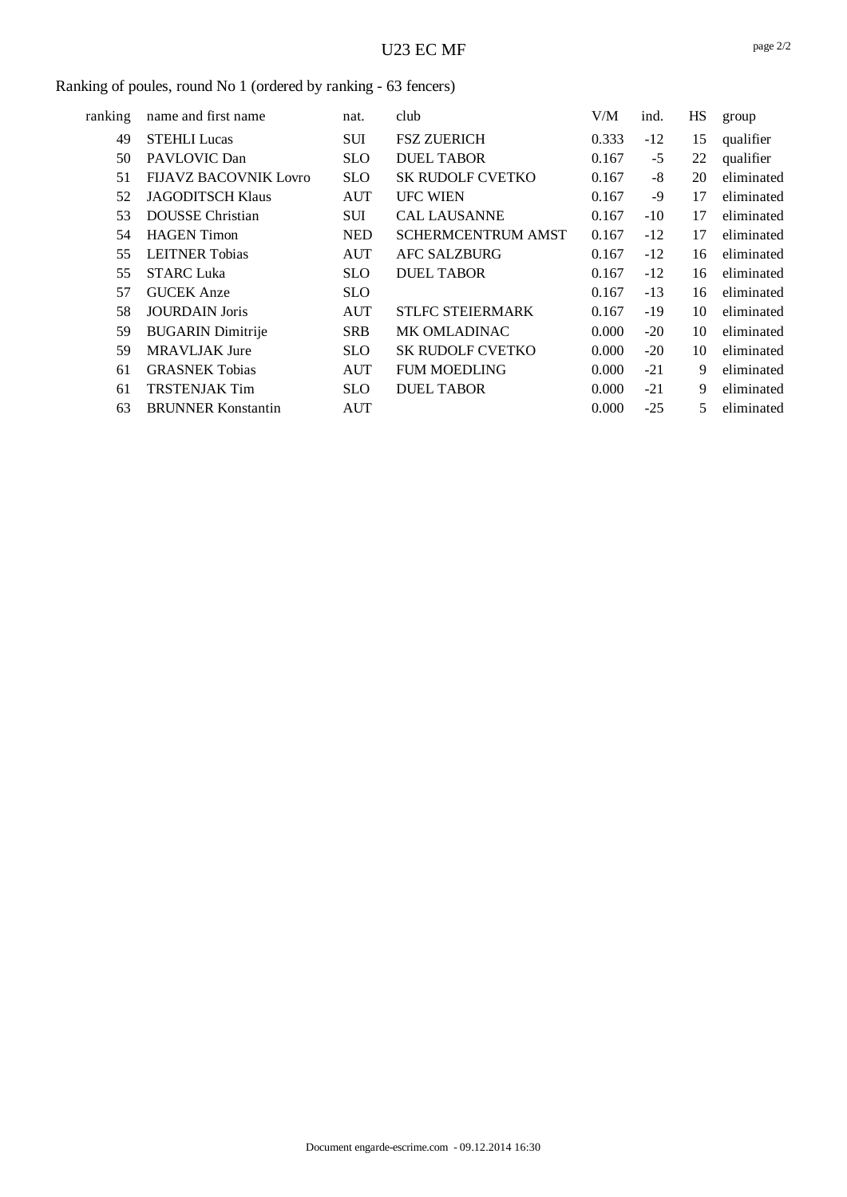# U23 EC MF

Ranking of poules, round No 1 (ordered by ranking - 63 fencers)

| ranking | name and first name | nat. | club | V/M | ind. | HS | group |
|---|---|---|---|---|---|---|---|
| 49 | STEHLI Lucas | SUI | FSZ ZUERICH | 0.333 | -12 | 15 | qualifier |
| 50 | PAVLOVIC Dan | SLO | DUEL TABOR | 0.167 | -5 | 22 | qualifier |
| 51 | FIJAVZ BACOVNIK Lovro | SLO | SK RUDOLF CVETKO | 0.167 | -8 | 20 | eliminated |
| 52 | JAGODITSCH Klaus | AUT | UFC WIEN | 0.167 | -9 | 17 | eliminated |
| 53 | DOUSSE Christian | SUI | CAL LAUSANNE | 0.167 | -10 | 17 | eliminated |
| 54 | HAGEN Timon | NED | SCHERMCENTRUM AMST | 0.167 | -12 | 17 | eliminated |
| 55 | LEITNER Tobias | AUT | AFC SALZBURG | 0.167 | -12 | 16 | eliminated |
| 55 | STARC Luka | SLO | DUEL TABOR | 0.167 | -12 | 16 | eliminated |
| 57 | GUCEK Anze | SLO | | 0.167 | -13 | 16 | eliminated |
| 58 | JOURDAIN Joris | AUT | STLFC STEIERMARK | 0.167 | -19 | 10 | eliminated |
| 59 | BUGARIN Dimitrije | SRB | MK OMLADINAC | 0.000 | -20 | 10 | eliminated |
| 59 | MRAVLJAK Jure | SLO | SK RUDOLF CVETKO | 0.000 | -20 | 10 | eliminated |
| 61 | GRASNEK Tobias | AUT | FUM MOEDLING | 0.000 | -21 | 9 | eliminated |
| 61 | TRSTENJAK Tim | SLO | DUEL TABOR | 0.000 | -21 | 9 | eliminated |
| 63 | BRUNNER Konstantin | AUT | | 0.000 | -25 | 5 | eliminated |

Document engarde-escrime.com - 09.12.2014 16:30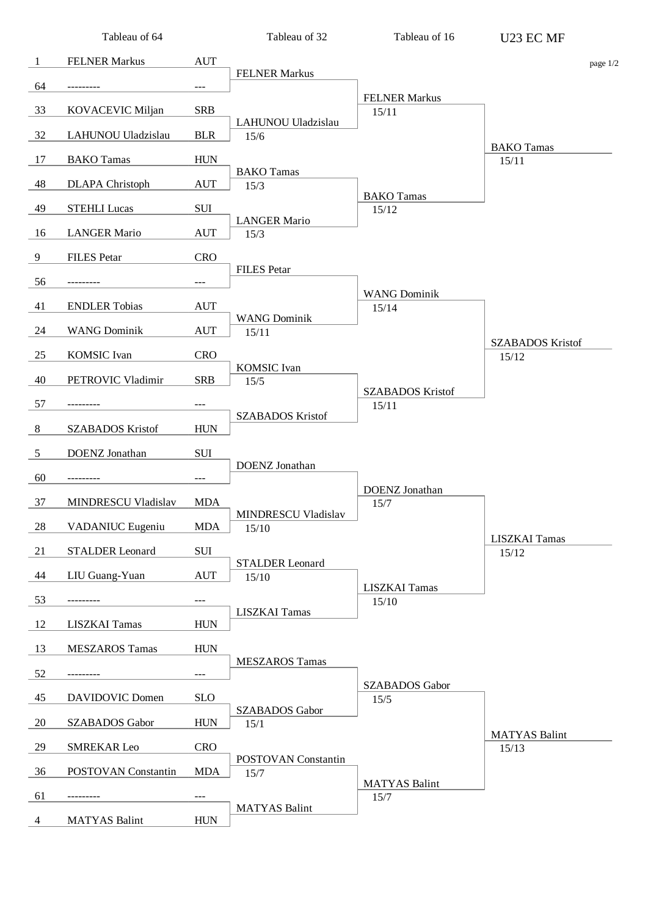# U23 EC MF

page 1/2

| Seed | Tableau of 64 | Nation | Tableau of 32 | Tableau of 16 | |
|---|---|---|---|---|---|
| 1 | FELNER Markus | AUT | FELNER Markus | FELNER Markus 15/11 | BAKO Tamas 15/11 |
| 64 | --------- | --- | | | |
| 33 | KOVACEVIC Miljan | SRB | LAHUNOU Uladzislau 15/6 | | |
| 32 | LAHUNOU Uladzislau | BLR | | | |
| 17 | BAKO Tamas | HUN | BAKO Tamas 15/3 | BAKO Tamas 15/12 | |
| 48 | DLAPA Christoph | AUT | | | |
| 49 | STEHLI Lucas | SUI | LANGER Mario 15/3 | | |
| 16 | LANGER Mario | AUT | | | |
| 9 | FILES Petar | CRO | FILES Petar | WANG Dominik 15/14 | SZABADOS Kristof 15/12 |
| 56 | --------- | --- | | | |
| 41 | ENDLER Tobias | AUT | WANG Dominik 15/11 | | |
| 24 | WANG Dominik | AUT | | | |
| 25 | KOMSIC Ivan | CRO | KOMSIC Ivan 15/5 | SZABADOS Kristof 15/11 | |
| 40 | PETROVIC Vladimir | SRB | | | |
| 57 | --------- | --- | SZABADOS Kristof | | |
| 8 | SZABADOS Kristof | HUN | | | |
| 5 | DOENZ Jonathan | SUI | DOENZ Jonathan | DOENZ Jonathan 15/7 | LISZKAI Tamas 15/12 |
| 60 | --------- | --- | | | |
| 37 | MINDRESCU Vladislav | MDA | MINDRESCU Vladislav 15/10 | | |
| 28 | VADANIUC Eugeniu | MDA | | | |
| 21 | STALDER Leonard | SUI | STALDER Leonard 15/10 | LISZKAI Tamas 15/10 | |
| 44 | LIU Guang-Yuan | AUT | | | |
| 53 | --------- | --- | LISZKAI Tamas | | |
| 12 | LISZKAI Tamas | HUN | | | |
| 13 | MESZAROS Tamas | HUN | MESZAROS Tamas | SZABADOS Gabor 15/5 | MATYAS Balint 15/13 |
| 52 | --------- | --- | | | |
| 45 | DAVIDOVIC Domen | SLO | SZABADOS Gabor 15/1 | | |
| 20 | SZABADOS Gabor | HUN | | | |
| 29 | SMREKAR Leo | CRO | POSTOVAN Constantin 15/7 | MATYAS Balint 15/7 | |
| 36 | POSTOVAN Constantin | MDA | | | |
| 61 | --------- | --- | MATYAS Balint | | |
| 4 | MATYAS Balint | HUN | | | |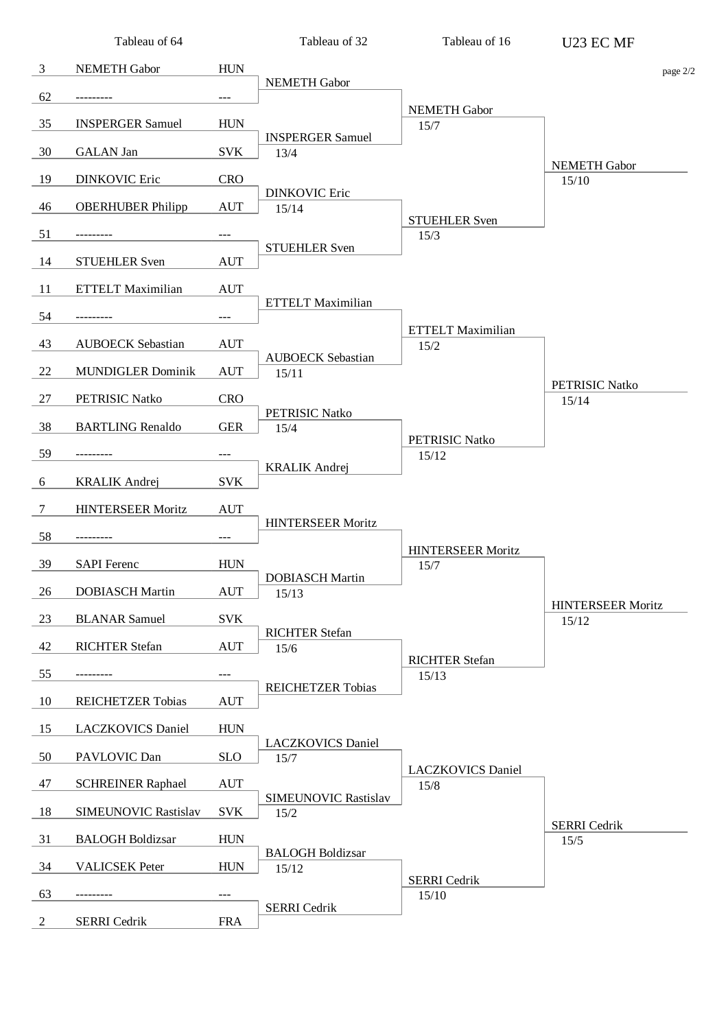# U23 EC MF

| Seed | Tableau of 64 | Nation | Tableau of 32 | Tableau of 16 | Quarterfinal |
|---|---|---|---|---|---|
| 3 | NEMETH Gabor | HUN | NEMETH Gabor | NEMETH Gabor 15/7 | NEMETH Gabor 15/10 |
| 62 | --------- | --- | | | |
| 35 | INSPERGER Samuel | HUN | INSPERGER Samuel 13/4 | | |
| 30 | GALAN Jan | SVK | | | |
| 19 | DINKOVIC Eric | CRO | DINKOVIC Eric 15/14 | STUEHLER Sven 15/3 | |
| 46 | OBERHUBER Philipp | AUT | | | |
| 51 | --------- | --- | STUEHLER Sven | | |
| 14 | STUEHLER Sven | AUT | | | |
| 11 | ETTELT Maximilian | AUT | ETTELT Maximilian | ETTELT Maximilian 15/2 | PETRISIC Natko 15/14 |
| 54 | --------- | --- | | | |
| 43 | AUBOECK Sebastian | AUT | AUBOECK Sebastian 15/11 | | |
| 22 | MUNDIGLER Dominik | AUT | | | |
| 27 | PETRISIC Natko | CRO | PETRISIC Natko 15/4 | PETRISIC Natko 15/12 | |
| 38 | BARTLING Renaldo | GER | | | |
| 59 | --------- | --- | KRALIK Andrej | | |
| 6 | KRALIK Andrej | SVK | | | |
| 7 | HINTERSEER Moritz | AUT | HINTERSEER Moritz | HINTERSEER Moritz 15/7 | HINTERSEER Moritz 15/12 |
| 58 | --------- | --- | | | |
| 39 | SAPI Ferenc | HUN | DOBIASCH Martin 15/13 | | |
| 26 | DOBIASCH Martin | AUT | | | |
| 23 | BLANAR Samuel | SVK | RICHTER Stefan 15/6 | RICHTER Stefan 15/13 | |
| 42 | RICHTER Stefan | AUT | | | |
| 55 | --------- | --- | REICHETZER Tobias | | |
| 10 | REICHETZER Tobias | AUT | | | |
| 15 | LACZKOVICS Daniel | HUN | LACZKOVICS Daniel 15/7 | LACZKOVICS Daniel 15/8 | SERRI Cedrik 15/5 |
| 50 | PAVLOVIC Dan | SLO | | | |
| 47 | SCHREINER Raphael | AUT | SIMEUNOVIC Rastislav 15/2 | | |
| 18 | SIMEUNOVIC Rastislav | SVK | | | |
| 31 | BALOGH Boldizsar | HUN | BALOGH Boldizsar 15/12 | SERRI Cedrik 15/10 | |
| 34 | VALICSEK Peter | HUN | | | |
| 63 | --------- | --- | SERRI Cedrik | | |
| 2 | SERRI Cedrik | FRA | | | |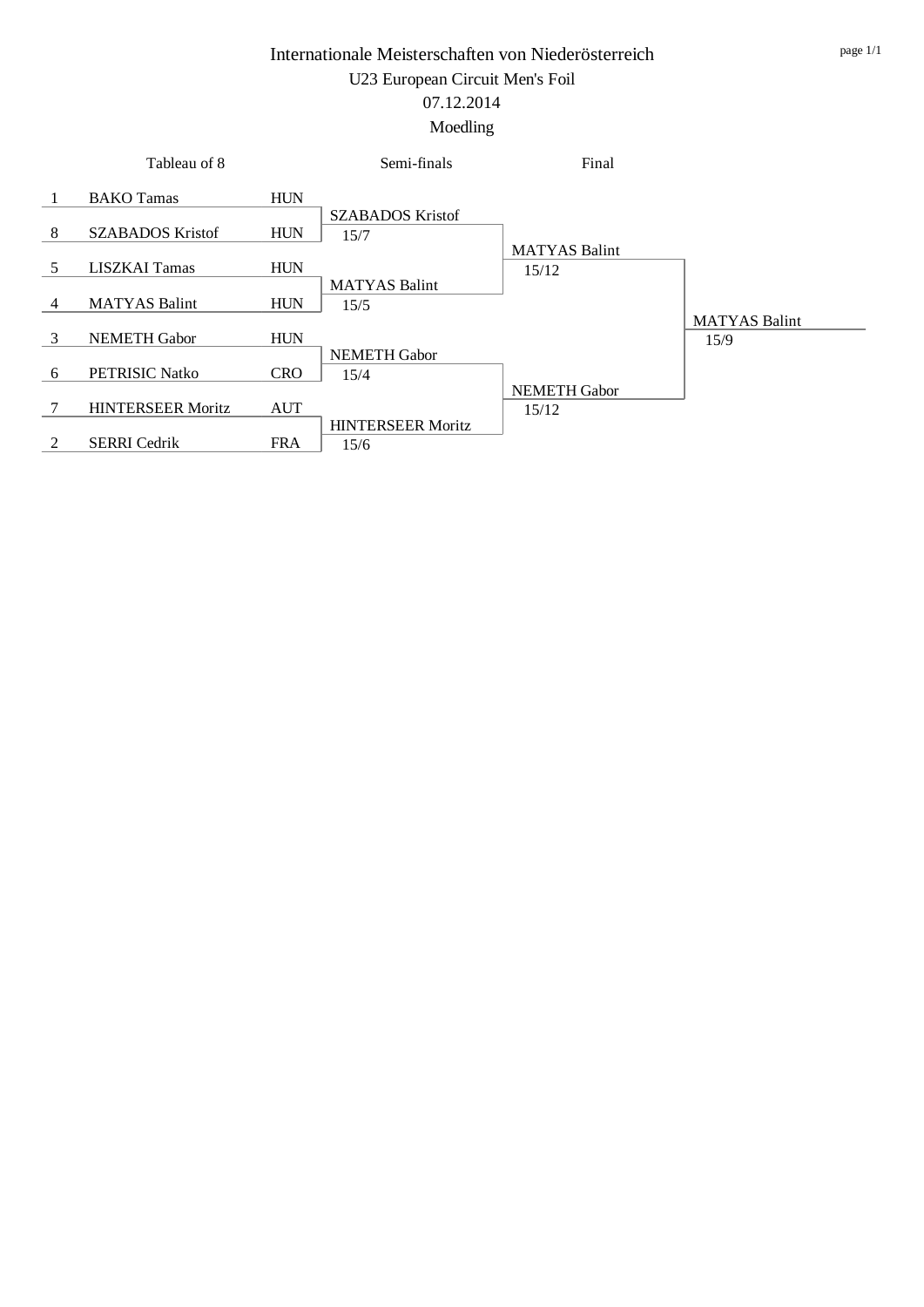# Internationale Meisterschaften von Niederösterreich

U23 European Circuit Men's Foil

07.12.2014

Moedling

| Tableau of 8 | | | Semi-finals | Final | |
|---|---|---|---|---|---|
| 1 | BAKO Tamas | HUN | | | |
| 8 | SZABADOS Kristof | HUN | SZABADOS Kristof 15/7 | | |
| 5 | LISZKAI Tamas | HUN | | MATYAS Balint 15/12 | |
| 4 | MATYAS Balint | HUN | MATYAS Balint 15/5 | | |
| 3 | NEMETH Gabor | HUN | | | MATYAS Balint 15/9 |
| 6 | PETRISIC Natko | CRO | NEMETH Gabor 15/4 | | |
| 7 | HINTERSEER Moritz | AUT | | NEMETH Gabor 15/12 | |
| 2 | SERRI Cedrik | FRA | HINTERSEER Moritz 15/6 | | |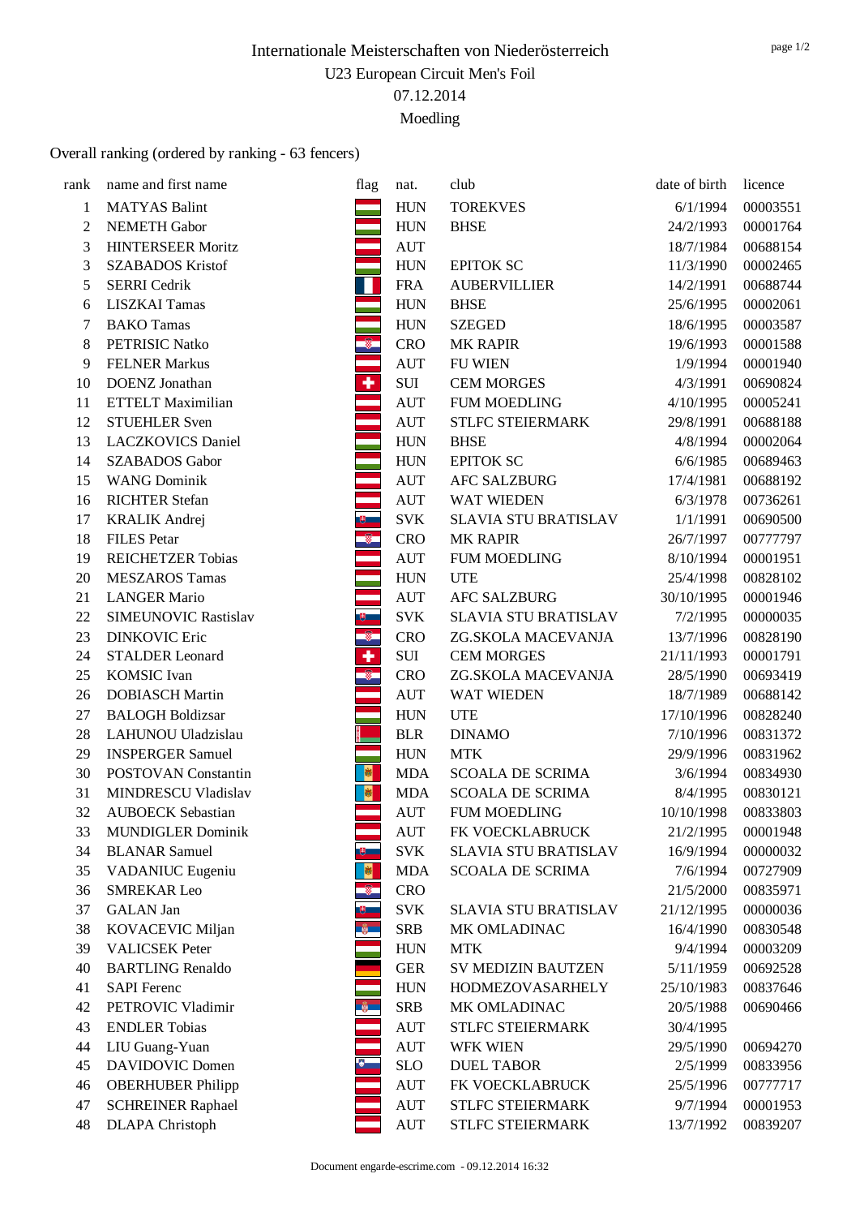# Internationale Meisterschaften von Niederösterreich

U23 European Circuit Men's Foil

07.12.2014

Moedling

Overall ranking (ordered by ranking - 63 fencers)

| rank | name and first name | flag | nat. | club | date of birth | licence |
|---|---|---|---|---|---|---|
| 1 | MATYAS Balint | | HUN | TOREKVES | 6/1/1994 | 00003551 |
| 2 | NEMETH Gabor | | HUN | BHSE | 24/2/1993 | 00001764 |
| 3 | HINTERSEER Moritz | | AUT | | 18/7/1984 | 00688154 |
| 3 | SZABADOS Kristof | | HUN | EPITOK SC | 11/3/1990 | 00002465 |
| 5 | SERRI Cedrik | | FRA | AUBERVILLIER | 14/2/1991 | 00688744 |
| 6 | LISZKAI Tamas | | HUN | BHSE | 25/6/1995 | 00002061 |
| 7 | BAKO Tamas | | HUN | SZEGED | 18/6/1995 | 00003587 |
| 8 | PETRISIC Natko | | CRO | MK RAPIR | 19/6/1993 | 00001588 |
| 9 | FELNER Markus | | AUT | FU WIEN | 1/9/1994 | 00001940 |
| 10 | DOENZ Jonathan | | SUI | CEM MORGES | 4/3/1991 | 00690824 |
| 11 | ETTELT Maximilian | | AUT | FUM MOEDLING | 4/10/1995 | 00005241 |
| 12 | STUEHLER Sven | | AUT | STLFC STEIERMARK | 29/8/1991 | 00688188 |
| 13 | LACZKOVICS Daniel | | HUN | BHSE | 4/8/1994 | 00002064 |
| 14 | SZABADOS Gabor | | HUN | EPITOK SC | 6/6/1985 | 00689463 |
| 15 | WANG Dominik | | AUT | AFC SALZBURG | 17/4/1981 | 00688192 |
| 16 | RICHTER Stefan | | AUT | WAT WIEDEN | 6/3/1978 | 00736261 |
| 17 | KRALIK Andrej | | SVK | SLAVIA STU BRATISLAV | 1/1/1991 | 00690500 |
| 18 | FILES Petar | | CRO | MK RAPIR | 26/7/1997 | 00777797 |
| 19 | REICHETZER Tobias | | AUT | FUM MOEDLING | 8/10/1994 | 00001951 |
| 20 | MESZAROS Tamas | | HUN | UTE | 25/4/1998 | 00828102 |
| 21 | LANGER Mario | | AUT | AFC SALZBURG | 30/10/1995 | 00001946 |
| 22 | SIMEUNOVIC Rastislav | | SVK | SLAVIA STU BRATISLAV | 7/2/1995 | 00000035 |
| 23 | DINKOVIC Eric | | CRO | ZG.SKOLA MACEVANJA | 13/7/1996 | 00828190 |
| 24 | STALDER Leonard | | SUI | CEM MORGES | 21/11/1993 | 00001791 |
| 25 | KOMSIC Ivan | | CRO | ZG.SKOLA MACEVANJA | 28/5/1990 | 00693419 |
| 26 | DOBIASCH Martin | | AUT | WAT WIEDEN | 18/7/1989 | 00688142 |
| 27 | BALOGH Boldizsar | | HUN | UTE | 17/10/1996 | 00828240 |
| 28 | LAHUNOU Uladzislau | | BLR | DINAMO | 7/10/1996 | 00831372 |
| 29 | INSPERGER Samuel | | HUN | MTK | 29/9/1996 | 00831962 |
| 30 | POSTOVAN Constantin | | MDA | SCOALA DE SCRIMA | 3/6/1994 | 00834930 |
| 31 | MINDRESCU Vladislav | | MDA | SCOALA DE SCRIMA | 8/4/1995 | 00830121 |
| 32 | AUBOECK Sebastian | | AUT | FUM MOEDLING | 10/10/1998 | 00833803 |
| 33 | MUNDIGLER Dominik | | AUT | FK VOECKLABRUCK | 21/2/1995 | 00001948 |
| 34 | BLANAR Samuel | | SVK | SLAVIA STU BRATISLAV | 16/9/1994 | 00000032 |
| 35 | VADANIUC Eugeniu | | MDA | SCOALA DE SCRIMA | 7/6/1994 | 00727909 |
| 36 | SMREKAR Leo | | CRO | | 21/5/2000 | 00835971 |
| 37 | GALAN Jan | | SVK | SLAVIA STU BRATISLAV | 21/12/1995 | 00000036 |
| 38 | KOVACEVIC Miljan | | SRB | MK OMLADINAC | 16/4/1990 | 00830548 |
| 39 | VALICSEK Peter | | HUN | MTK | 9/4/1994 | 00003209 |
| 40 | BARTLING Renaldo | | GER | SV MEDIZIN BAUTZEN | 5/11/1959 | 00692528 |
| 41 | SAPI Ferenc | | HUN | HODMEZOVASARHELY | 25/10/1983 | 00837646 |
| 42 | PETROVIC Vladimir | | SRB | MK OMLADINAC | 20/5/1988 | 00690466 |
| 43 | ENDLER Tobias | | AUT | STLFC STEIERMARK | 30/4/1995 | |
| 44 | LIU Guang-Yuan | | AUT | WFK WIEN | 29/5/1990 | 00694270 |
| 45 | DAVIDOVIC Domen | | SLO | DUEL TABOR | 2/5/1999 | 00833956 |
| 46 | OBERHUBER Philipp | | AUT | FK VOECKLABRUCK | 25/5/1996 | 00777717 |
| 47 | SCHREINER Raphael | | AUT | STLFC STEIERMARK | 9/7/1994 | 00001953 |
| 48 | DLAPA Christoph | | AUT | STLFC STEIERMARK | 13/7/1992 | 00839207 |

Document engarde-escrime.com - 09.12.2014 16:32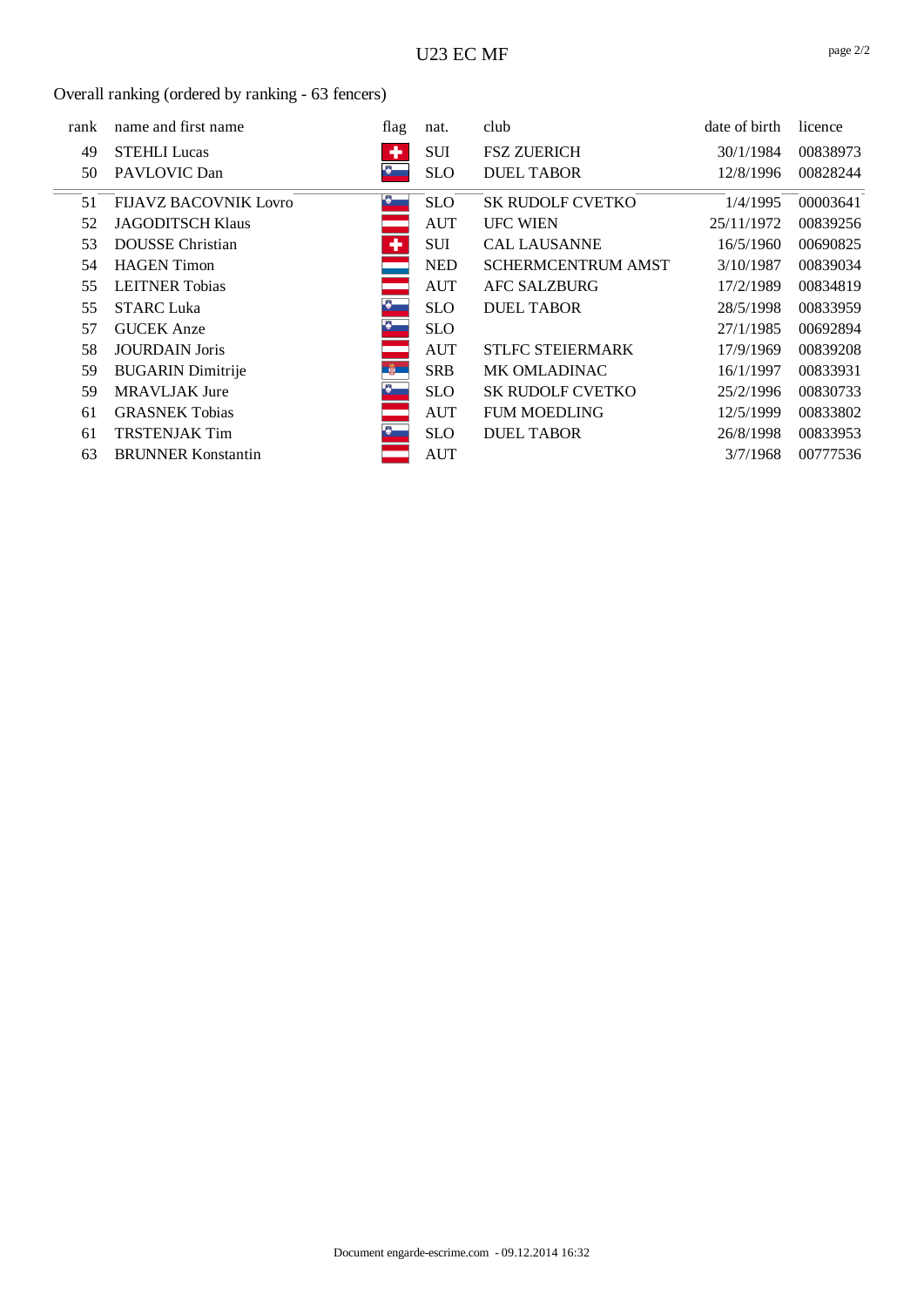## U23 EC MF

Overall ranking (ordered by ranking - 63 fencers)

| rank | name and first name | flag | nat. | club | date of birth | licence |
|---|---|---|---|---|---|---|
| 49 | STEHLI Lucas | | SUI | FSZ ZUERICH | 30/1/1984 | 00838973 |
| 50 | PAVLOVIC Dan | | SLO | DUEL TABOR | 12/8/1996 | 00828244 |
| 51 | FIJAVZ BACOVNIK Lovro | | SLO | SK RUDOLF CVETKO | 1/4/1995 | 00003641 |
| 52 | JAGODITSCH Klaus | | AUT | UFC WIEN | 25/11/1972 | 00839256 |
| 53 | DOUSSE Christian | | SUI | CAL LAUSANNE | 16/5/1960 | 00690825 |
| 54 | HAGEN Timon | | NED | SCHERMCENTRUM AMST | 3/10/1987 | 00839034 |
| 55 | LEITNER Tobias | | AUT | AFC SALZBURG | 17/2/1989 | 00834819 |
| 55 | STARC Luka | | SLO | DUEL TABOR | 28/5/1998 | 00833959 |
| 57 | GUCEK Anze | | SLO | | 27/1/1985 | 00692894 |
| 58 | JOURDAIN Joris | | AUT | STLFC STEIERMARK | 17/9/1969 | 00839208 |
| 59 | BUGARIN Dimitrije | | SRB | MK OMLADINAC | 16/1/1997 | 00833931 |
| 59 | MRAVLJAK Jure | | SLO | SK RUDOLF CVETKO | 25/2/1996 | 00830733 |
| 61 | GRASNEK Tobias | | AUT | FUM MOEDLING | 12/5/1999 | 00833802 |
| 61 | TRSTENJAK Tim | | SLO | DUEL TABOR | 26/8/1998 | 00833953 |
| 63 | BRUNNER Konstantin | | AUT | | 3/7/1968 | 00777536 |

Document engarde-escrime.com - 09.12.2014 16:32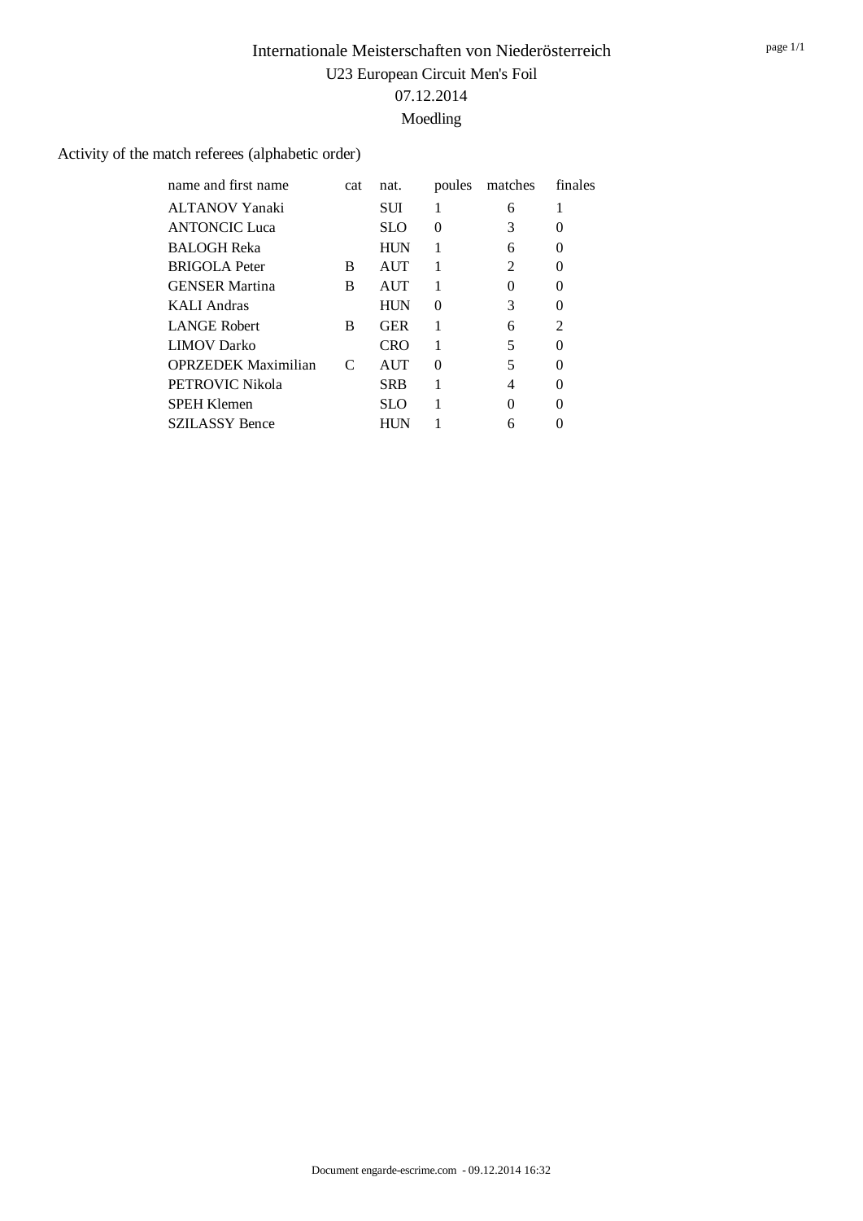# Internationale Meisterschaften von Niederösterreich

## U23 European Circuit Men's Foil

## 07.12.2014

## Moedling

Activity of the match referees (alphabetic order)

| name and first name | cat | nat. | poules | matches | finales |
|---|---|---|---|---|---|
| ALTANOV Yanaki | | SUI | 1 | 6 | 1 |
| ANTONCIC Luca | | SLO | 0 | 3 | 0 |
| BALOGH Reka | | HUN | 1 | 6 | 0 |
| BRIGOLA Peter | B | AUT | 1 | 2 | 0 |
| GENSER Martina | B | AUT | 1 | 0 | 0 |
| KALI Andras | | HUN | 0 | 3 | 0 |
| LANGE Robert | B | GER | 1 | 6 | 2 |
| LIMOV Darko | | CRO | 1 | 5 | 0 |
| OPRZEDEK Maximilian | C | AUT | 0 | 5 | 0 |
| PETROVIC Nikola | | SRB | 1 | 4 | 0 |
| SPEH Klemen | | SLO | 1 | 0 | 0 |
| SZILASSY Bence | | HUN | 1 | 6 | 0 |

Document engarde-escrime.com - 09.12.2014 16:32